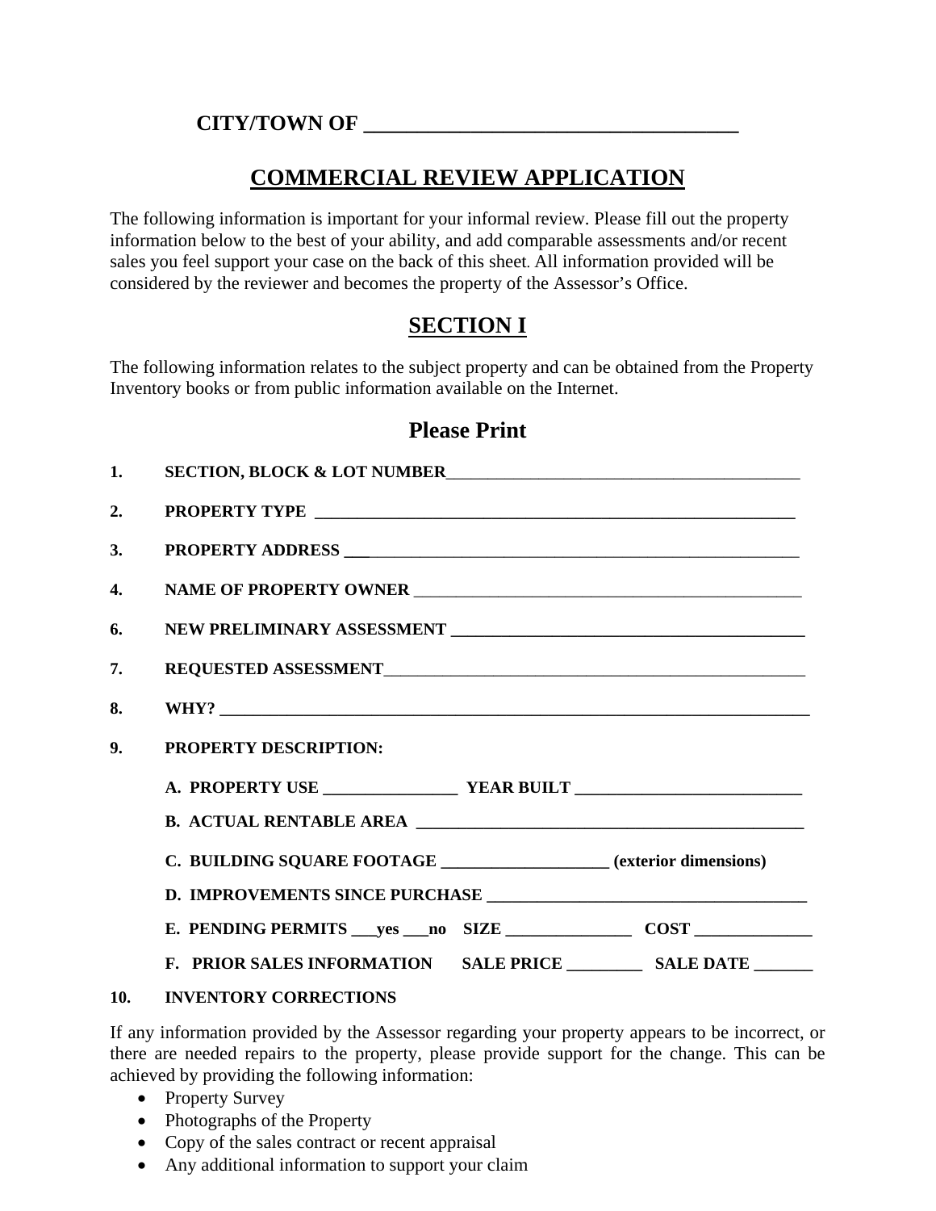**CITY/TOWN OF ___________________________________**

# COMMERCIAL REVIEW APPLICATION

The following information is important for your informal review. Please fill out the property information below to the best of your ability, and add comparable assessments and/or recent sales you feel support your case on the back of this sheet. All information provided will be considered by the reviewer and becomes the property of the Assessor's Office.

## SECTION I

The following information relates to the subject property and can be obtained from the Property Inventory books or from public information available on the Internet.

### Please Print

1. **SECTION, BLOCK & LOT NUMBER**___________________________________________

2. **PROPERTY TYPE** ___________________________________________________________

3. **PROPERTY ADDRESS** ___________________________________________________________

4. **NAME OF PROPERTY OWNER** ______________________________________________

6. **NEW PRELIMINARY ASSESSMENT** ___________________________________________

7. **REQUESTED ASSESSMENT**__________________________________________________

8. **WHY?** _______________________________________________________________________

9. **PROPERTY DESCRIPTION:**

   **A. PROPERTY USE** ________________ **YEAR BUILT** ___________________________

   **B. ACTUAL RENTABLE AREA** _______________________________________________

   **C. BUILDING SQUARE FOOTAGE** ___________________ **(exterior dimensions)**

   **D. IMPROVEMENTS SINCE PURCHASE** _____________________________________

   **E. PENDING PERMITS ___yes ___no SIZE _______________ COST ______________**

   **F. PRIOR SALES INFORMATION SALE PRICE _________ SALE DATE _______**

10. **INVENTORY CORRECTIONS**

If any information provided by the Assessor regarding your property appears to be incorrect, or there are needed repairs to the property, please provide support for the change. This can be achieved by providing the following information:

- Property Survey
- Photographs of the Property
- Copy of the sales contract or recent appraisal
- Any additional information to support your claim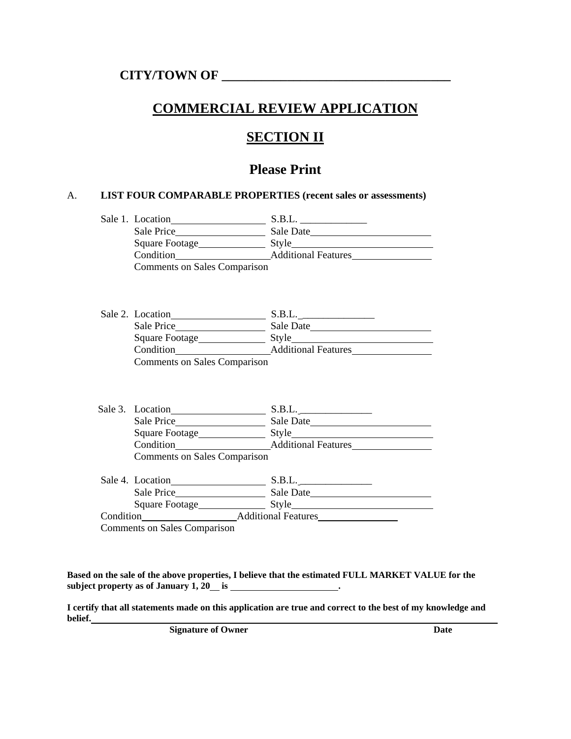# CITY/TOWN OF ___________________________________

## COMMERCIAL REVIEW APPLICATION

## SECTION II

### Please Print

A. **LIST FOUR COMPARABLE PROPERTIES (recent sales or assessments)**

Sale 1. Location__________________ S.B.L. _____________
Sale Price_________________ Sale Date________________________
Square Footage_____________ Style___________________________
Condition__________________Additional Features________________
Comments on Sales Comparison

Sale 2. Location__________________ S.B.L. ______________
Sale Price_________________ Sale Date________________________
Square Footage_____________ Style___________________________
Condition__________________Additional Features________________
Comments on Sales Comparison

Sale 3. Location__________________ S.B.L. ______________
Sale Price_________________ Sale Date________________________
Square Footage_____________ Style___________________________
Condition__________________Additional Features________________
Comments on Sales Comparison

Sale 4. Location__________________ S.B.L. ______________
Sale Price_________________ Sale Date________________________
Square Footage_____________ Style___________________________
Condition__________________Additional Features________________
Comments on Sales Comparison

**Based on the sale of the above properties, I believe that the estimated FULL MARKET VALUE for the subject property as of January 1, 20__ is ______________________.**

**I certify that all statements made on this application are true and correct to the best of my knowledge and belief.**_____________________________________________________________________________

**Signature of Owner** **Date**